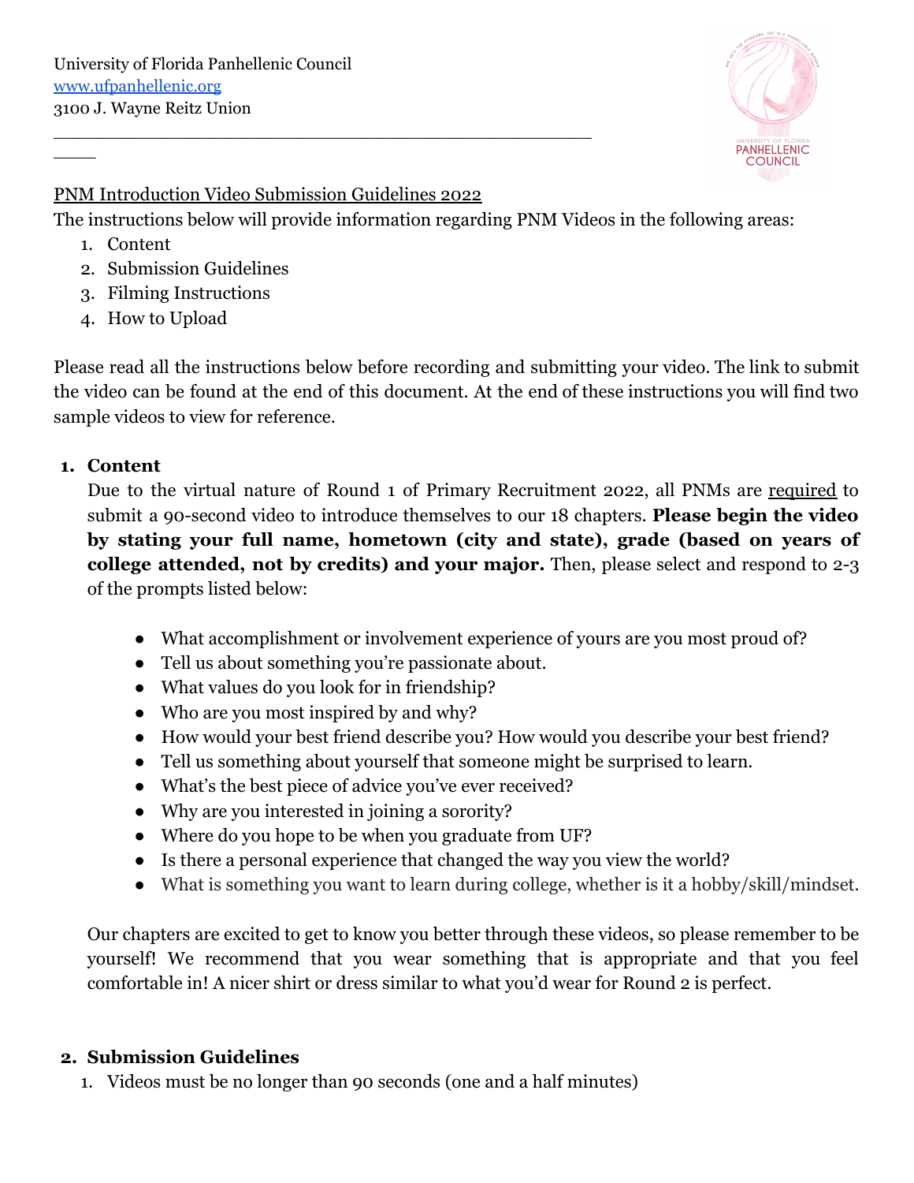University of Florida Panhellenic Council
www.ufpanhellenic.org
3100 J. Wayne Reitz Union

PNM Introduction Video Submission Guidelines 2022

The instructions below will provide information regarding PNM Videos in the following areas:

1. Content
2. Submission Guidelines
3. Filming Instructions
4. How to Upload

Please read all the instructions below before recording and submitting your video. The link to submit the video can be found at the end of this document. At the end of these instructions you will find two sample videos to view for reference.

## 1. Content

Due to the virtual nature of Round 1 of Primary Recruitment 2022, all PNMs are required to submit a 90-second video to introduce themselves to our 18 chapters. **Please begin the video by stating your full name, hometown (city and state), grade (based on years of college attended, not by credits) and your major.** Then, please select and respond to 2-3 of the prompts listed below:

- What accomplishment or involvement experience of yours are you most proud of?
- Tell us about something you're passionate about.
- What values do you look for in friendship?
- Who are you most inspired by and why?
- How would your best friend describe you? How would you describe your best friend?
- Tell us something about yourself that someone might be surprised to learn.
- What's the best piece of advice you've ever received?
- Why are you interested in joining a sorority?
- Where do you hope to be when you graduate from UF?
- Is there a personal experience that changed the way you view the world?
- What is something you want to learn during college, whether is it a hobby/skill/mindset.

Our chapters are excited to get to know you better through these videos, so please remember to be yourself! We recommend that you wear something that is appropriate and that you feel comfortable in! A nicer shirt or dress similar to what you'd wear for Round 2 is perfect.

## 2. Submission Guidelines

1. Videos must be no longer than 90 seconds (one and a half minutes)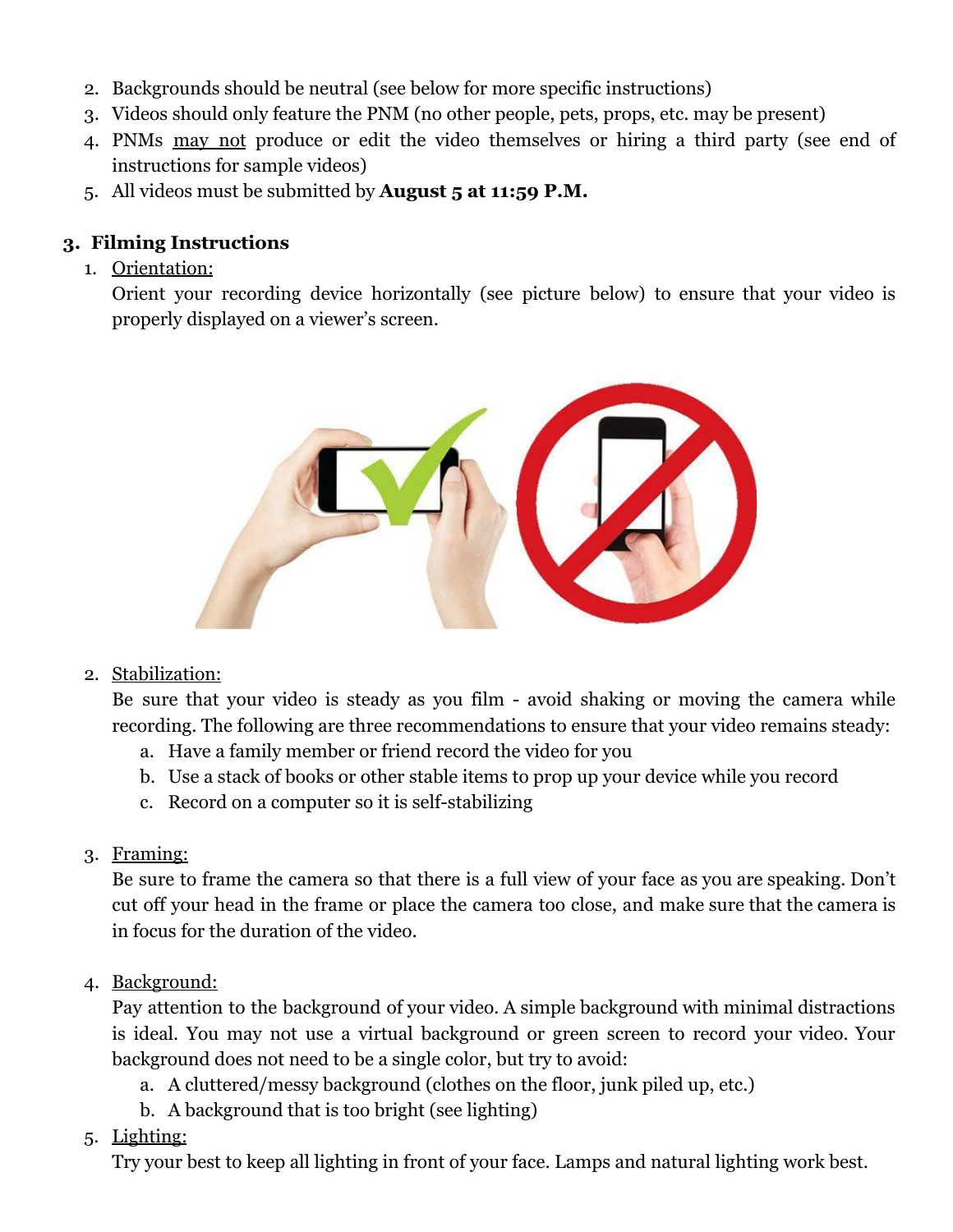2. Backgrounds should be neutral (see below for more specific instructions)
3. Videos should only feature the PNM (no other people, pets, props, etc. may be present)
4. PNMs may not produce or edit the video themselves or hiring a third party (see end of instructions for sample videos)
5. All videos must be submitted by **August 5 at 11:59 P.M.**

### 3. Filming Instructions

1. Orientation:
   Orient your recording device horizontally (see picture below) to ensure that your video is properly displayed on a viewer's screen.

2. Stabilization:
   Be sure that your video is steady as you film - avoid shaking or moving the camera while recording. The following are three recommendations to ensure that your video remains steady:
   a. Have a family member or friend record the video for you
   b. Use a stack of books or other stable items to prop up your device while you record
   c. Record on a computer so it is self-stabilizing

3. Framing:
   Be sure to frame the camera so that there is a full view of your face as you are speaking. Don't cut off your head in the frame or place the camera too close, and make sure that the camera is in focus for the duration of the video.

4. Background:
   Pay attention to the background of your video. A simple background with minimal distractions is ideal. You may not use a virtual background or green screen to record your video. Your background does not need to be a single color, but try to avoid:
   a. A cluttered/messy background (clothes on the floor, junk piled up, etc.)
   b. A background that is too bright (see lighting)

5. Lighting:
   Try your best to keep all lighting in front of your face. Lamps and natural lighting work best.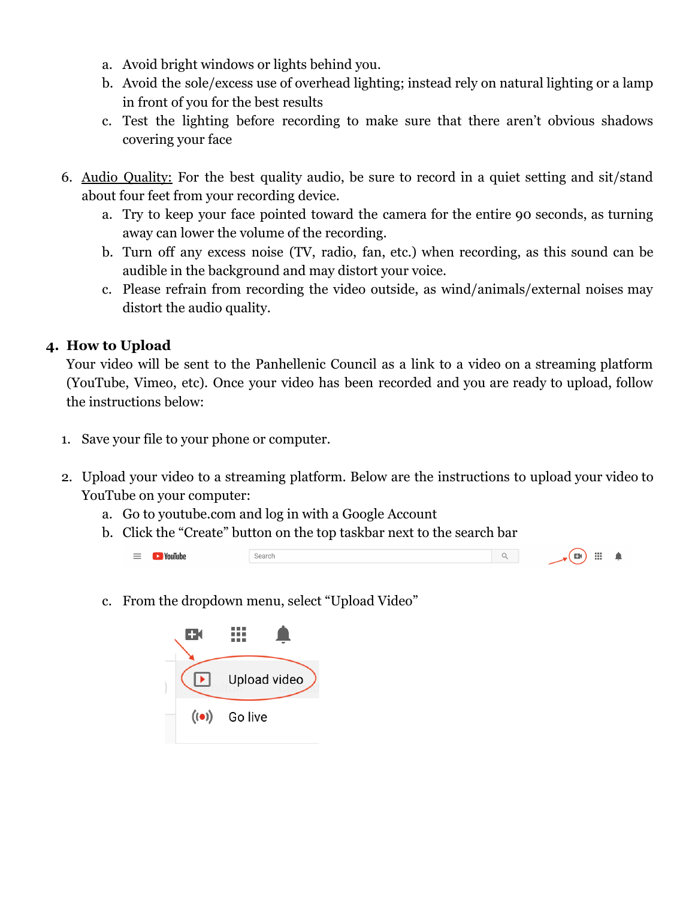a. Avoid bright windows or lights behind you.
b. Avoid the sole/excess use of overhead lighting; instead rely on natural lighting or a lamp in front of you for the best results
c. Test the lighting before recording to make sure that there aren't obvious shadows covering your face

6. Audio Quality: For the best quality audio, be sure to record in a quiet setting and sit/stand about four feet from your recording device.
   a. Try to keep your face pointed toward the camera for the entire 90 seconds, as turning away can lower the volume of the recording.
   b. Turn off any excess noise (TV, radio, fan, etc.) when recording, as this sound can be audible in the background and may distort your voice.
   c. Please refrain from recording the video outside, as wind/animals/external noises may distort the audio quality.

## 4. How to Upload

Your video will be sent to the Panhellenic Council as a link to a video on a streaming platform (YouTube, Vimeo, etc). Once your video has been recorded and you are ready to upload, follow the instructions below:

1. Save your file to your phone or computer.

2. Upload your video to a streaming platform. Below are the instructions to upload your video to YouTube on your computer:
   a. Go to youtube.com and log in with a Google Account
   b. Click the "Create" button on the top taskbar next to the search bar
   c. From the dropdown menu, select "Upload Video"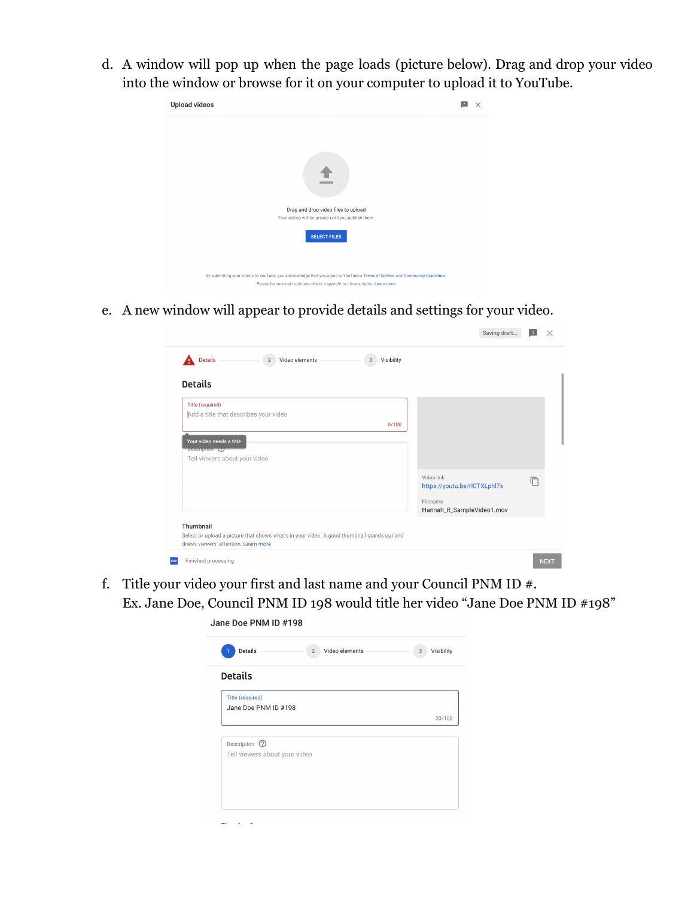d. A window will pop up when the page loads (picture below). Drag and drop your video into the window or browse for it on your computer to upload it to YouTube.

e. A new window will appear to provide details and settings for your video.

f. Title your video your first and last name and your Council PNM ID #.
Ex. Jane Doe, Council PNM ID 198 would title her video "Jane Doe PNM ID #198"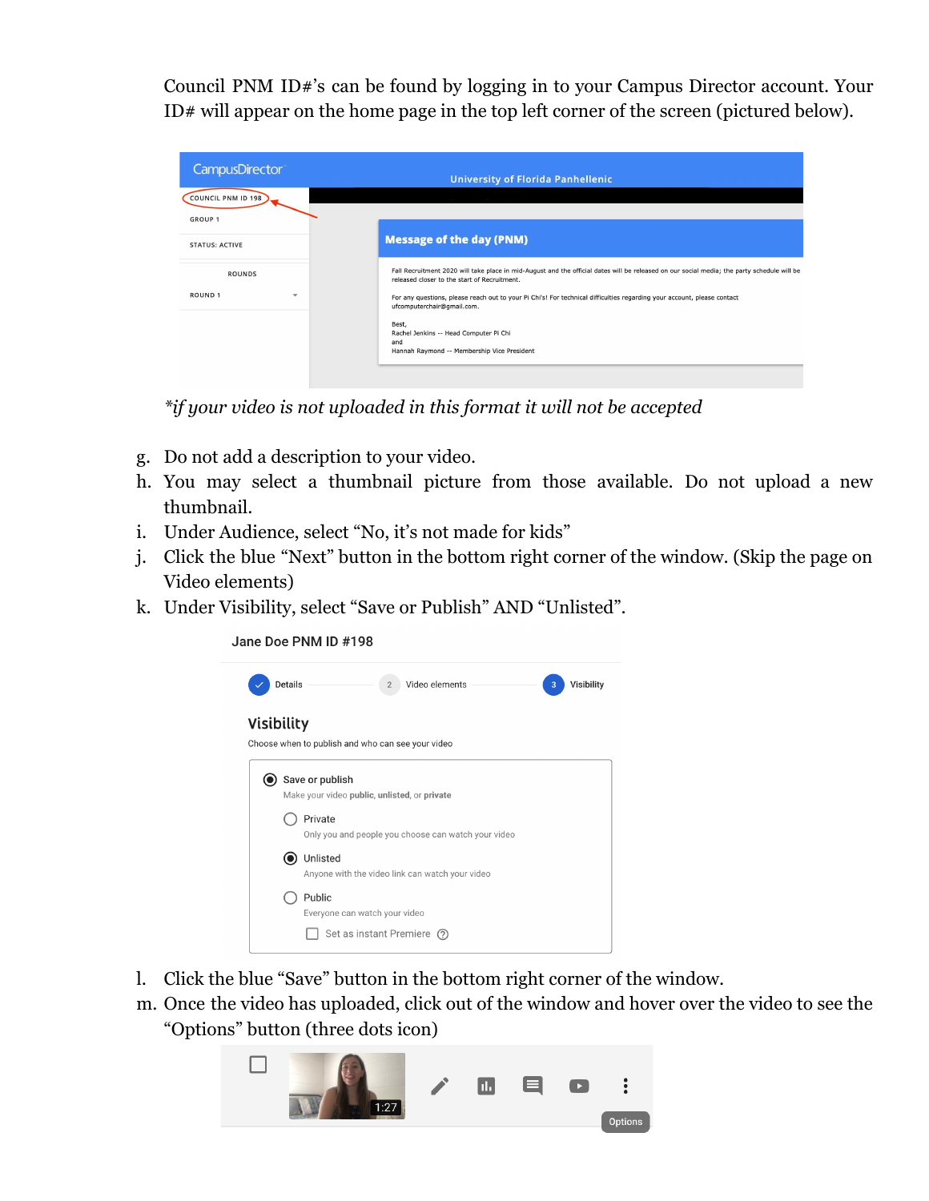Council PNM ID#'s can be found by logging in to your Campus Director account. Your ID# will appear on the home page in the top left corner of the screen (pictured below).

*\*if your video is not uploaded in this format it will not be accepted*

g. Do not add a description to your video.

h. You may select a thumbnail picture from those available. Do not upload a new thumbnail.

i. Under Audience, select "No, it's not made for kids"

j. Click the blue "Next" button in the bottom right corner of the window. (Skip the page on Video elements)

k. Under Visibility, select "Save or Publish" AND "Unlisted".

l. Click the blue "Save" button in the bottom right corner of the window.

m. Once the video has uploaded, click out of the window and hover over the video to see the "Options" button (three dots icon)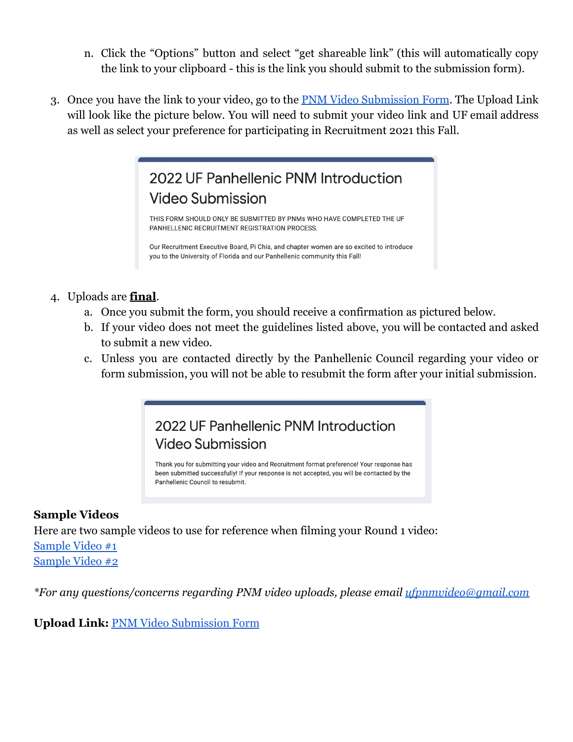n. Click the "Options" button and select "get shareable link" (this will automatically copy the link to your clipboard - this is the link you should submit to the submission form).

3. Once you have the link to your video, go to the [PNM Video Submission Form](). The Upload Link will look like the picture below. You will need to submit your video link and UF email address as well as select your preference for participating in Recruitment 2021 this Fall.

2022 UF Panhellenic PNM Introduction Video Submission

THIS FORM SHOULD ONLY BE SUBMITTED BY PNMs WHO HAVE COMPLETED THE UF PANHELLENIC RECRUITMENT REGISTRATION PROCESS.

Our Recruitment Executive Board, Pi Chis, and chapter women are so excited to introduce you to the University of Florida and our Panhellenic community this Fall!

4. Uploads are **final**.
   a. Once you submit the form, you should receive a confirmation as pictured below.
   b. If your video does not meet the guidelines listed above, you will be contacted and asked to submit a new video.
   c. Unless you are contacted directly by the Panhellenic Council regarding your video or form submission, you will not be able to resubmit the form after your initial submission.

2022 UF Panhellenic PNM Introduction Video Submission

Thank you for submitting your video and Recruitment format preference! Your response has been submitted successfully! If your response is not accepted, you will be contacted by the Panhellenic Council to resubmit.

**Sample Videos**

Here are two sample videos to use for reference when filming your Round 1 video:

Sample Video #1

Sample Video #2

*For any questions/concerns regarding PNM video uploads, please email ufpnmvideo@gmail.com*

**Upload Link:** PNM Video Submission Form